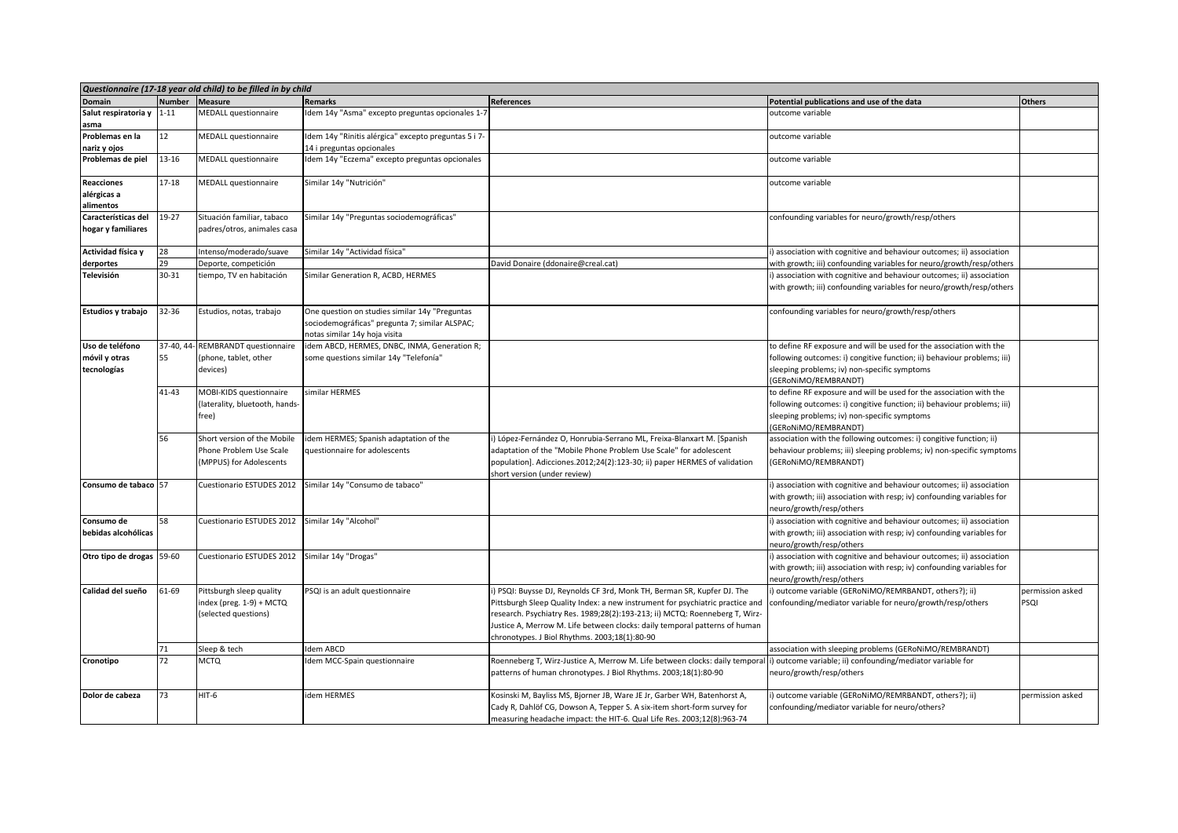*Questionnaire (17-18 year old child) to be filled in by child*

| Domain | Number | Measure | Remarks | References | Potential publications and use of the data | Others |
|---|---|---|---|---|---|---|
| Salut respiratoria y asma | 1-11 | MEDALL questionnaire | Idem 14y "Asma" excepto preguntas opcionales 1-7 | | outcome variable | |
| Problemas en la nariz y ojos | 12 | MEDALL questionnaire | Idem 14y "Rinitis alérgica" excepto preguntas 5 i 7-14 i preguntas opcionales | | outcome variable | |
| Problemas de piel | 13-16 | MEDALL questionnaire | Idem 14y "Eczema" excepto preguntas opcionales | | outcome variable | |
| Reacciones alérgicas a alimentos | 17-18 | MEDALL questionnaire | Similar 14y "Nutrición" | | outcome variable | |
| Características del hogar y familiares | 19-27 | Situación familiar, tabaco padres/otros, animales casa | Similar 14y "Preguntas sociodemográficas" | | confounding variables for neuro/growth/resp/others | |
| Actividad física y derportes | 28 | Intenso/moderado/suave | Similar 14y "Actividad física" | | i) association with cognitive and behaviour outcomes; ii) association with growth; iii) confounding variables for neuro/growth/resp/others | |
| | 29 | Deporte, competición | | David Donaire (ddonaire@creal.cat) | | |
| Televisión | 30-31 | tiempo, TV en habitación | Similar Generation R, ACBD, HERMES | | i) association with cognitive and behaviour outcomes; ii) association with growth; iii) confounding variables for neuro/growth/resp/others | |
| Estudios y trabajo | 32-36 | Estudios, notas, trabajo | One question on studies similar 14y "Preguntas sociodemográficas" pregunta 7; similar ALSPAC; notas similar 14y hoja visita | | confounding variables for neuro/growth/resp/others | |
| Uso de teléfono móvil y otras tecnologías | 37-40, 44-55 | REMBRANDT questionnaire (phone, tablet, other devices) | idem ABCD, HERMES, DNBC, INMA, Generation R; some questions similar 14y "Telefonía" | | to define RF exposure and will be used for the association with the following outcomes: i) cogitive function; ii) behaviour problems; iii) sleeping problems; iv) non-specific symptoms (GERoNiMO/REMBRANDT) | |
| | 41-43 | MOBI-KIDS questionnaire (laterality, bluetooth, hands-free) | similar HERMES | | to define RF exposure and will be used for the association with the following outcomes: i) cognitive function; ii) behaviour problems; iii) sleeping problems; iv) non-specific symptoms (GERoNiMO/REMBRANDT) | |
| | 56 | Short version of the Mobile Phone Problem Use Scale (MPPUS) for Adolescents | idem HERMES; Spanish adaptation of the questionnaire for adolescents | i) López-Fernández O, Honrubia-Serrano ML, Freixa-Blanxart M. [Spanish adaptation of the "Mobile Phone Problem Use Scale" for adolescent population]. Adicciones.2012;24(2):123-30; ii) paper HERMES of validation short version (under review) | association with the following outcomes: i) cognitive function; ii) behaviour problems; iii) sleeping problems; iv) non-specific symptoms (GERoNiMO/REMBRANDT) | |
| Consumo de tabaco | 57 | Cuestionario ESTUDES 2012 | Similar 14y "Consumo de tabaco" | | i) association with cognitive and behaviour outcomes; ii) association with growth; iii) association with resp; iv) confounding variables for neuro/growth/resp/others | |
| Consumo de bebidas alcohólicas | 58 | Cuestionario ESTUDES 2012 | Similar 14y "Alcohol" | | i) association with cognitive and behaviour outcomes; ii) association with growth; iii) association with resp; iv) confounding variables for neuro/growth/resp/others | |
| Otro tipo de drogas | 59-60 | Cuestionario ESTUDES 2012 | Similar 14y "Drogas" | | i) association with cognitive and behaviour outcomes; ii) association with growth; iii) association with resp; iv) confounding variables for neuro/growth/resp/others | |
| Calidad del sueño | 61-69 | Pittsburgh sleep quality index (preg. 1-9) + MCTQ (selected questions) | PSQI is an adult questionnaire | i) PSQI: Buysse DJ, Reynolds CF 3rd, Monk TH, Berman SR, Kupfer DJ. The Pittsburgh Sleep Quality Index: a new instrument for psychiatric practice and research. Psychiatry Res. 1989;28(2):193-213; ii) MCTQ: Roenneberg T, Wirz-Justice A, Merrow M. Life between clocks: daily temporal patterns of human chronotypes. J Biol Rhythms. 2003;18(1):80-90 | i) outcome variable (GERoNiMO/REMRBANDT, others?); ii) confounding/mediator variable for neuro/growth/resp/others | permission asked PSQI |
| | 71 | Sleep & tech | Idem ABCD | | association with sleeping problems (GERoNiMO/REMBRANDT) | |
| Cronotipo | 72 | MCTQ | Idem MCC-Spain questionnaire | Roenneberg T, Wirz-Justice A, Merrow M. Life between clocks: daily temporal patterns of human chronotypes. J Biol Rhythms. 2003;18(1):80-90 | i) outcome variable; ii) confounding/mediator variable for neuro/growth/resp/others | |
| Dolor de cabeza | 73 | HIT-6 | idem HERMES | Kosinski M, Bayliss MS, Bjorner JB, Ware JE Jr, Garber WH, Batenhorst A, Cady R, Dahlöf CG, Dowson A, Tepper S. A six-item short-form survey for measuring headache impact: the HIT-6. Qual Life Res. 2003;12(8):963-74 | i) outcome variable (GERoNiMO/REMRBANDT, others?); ii) confounding/mediator variable for neuro/others? | permission asked |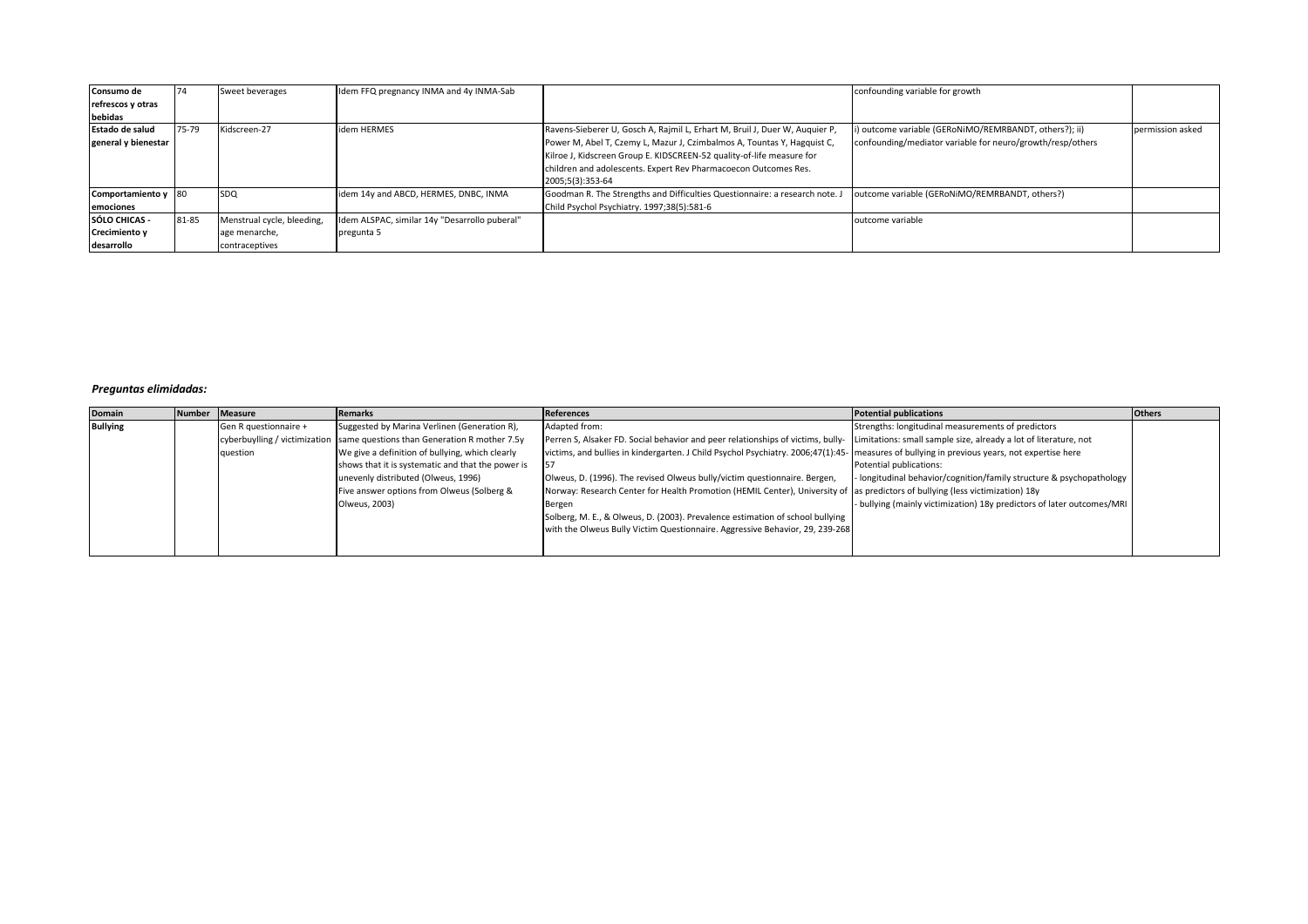| | | | | | | |
|---|---|---|---|---|---|---|
| **Consumo de refrescos y otras bebidas** | 74 | Sweet beverages | Idem FFQ pregnancy INMA and 4y INMA-Sab | | confounding variable for growth | |
| **Estado de salud general y bienestar** | 75-79 | Kidscreen-27 | idem HERMES | Ravens-Sieberer U, Gosch A, Rajmil L, Erhart M, Bruil J, Duer W, Auquier P, Power M, Abel T, Czemy L, Mazur J, Czimbalmos A, Tountas Y, Hagquist C, Kilroe J, Kidscreen Group E. KIDSCREEN-52 quality-of-life measure for children and adolescents. Expert Rev Pharmacoecon Outcomes Res. 2005;5(3):353-64 | i) outcome variable (GERoNiMO/REMRBANDT, others?); ii) confounding/mediator variable for neuro/growth/resp/others | permission asked |
| **Comportamiento y emociones** | 80 | SDQ | idem 14y and ABCD, HERMES, DNBC, INMA | Goodman R. The Strengths and Difficulties Questionnaire: a research note. J Child Psychol Psychiatry. 1997;38(5):581-6 | outcome variable (GERoNiMO/REMRBANDT, others?) | |
| **SÓLO CHICAS - Crecimiento y desarrollo** | 81-85 | Menstrual cycle, bleeding, age menarche, contraceptives | Idem ALSPAC, similar 14y "Desarrollo puberal" pregunta 5 | | outcome variable | |

### *Preguntas elimidadas:*

| Domain | Number | Measure | Remarks | References | Potential publications | Others |
|---|---|---|---|---|---|---|
| **Bullying** | | Gen R questionnaire + cyberbuylling / victimization question | Suggested by Marina Verlinen (Generation R), same questions than Generation R mother 7.5y<br>We give a definition of bullying, which clearly shows that it is systematic and that the power is unevenly distributed (Olweus, 1996)<br>Five answer options from Olweus (Solberg & Olweus, 2003) | Adapted from:<br>Perren S, Alsaker FD. Social behavior and peer relationships of victims, bully-victims, and bullies in kindergarten. J Child Psychol Psychiatry. 2006;47(1):45-57<br>Olweus, D. (1996). The revised Olweus bully/victim questionnaire. Bergen, Norway: Research Center for Health Promotion (HEMIL Center), University of Bergen<br>Solberg, M. E., & Olweus, D. (2003). Prevalence estimation of school bullying with the Olweus Bully Victim Questionnaire. Aggressive Behavior, 29, 239-268 | Strengths: longitudinal measurements of predictors<br>Limitations: small sample size, already a lot of literature, not measures of bullying in previous years, not expertise here<br>Potential publications:<br>- longitudinal behavior/cognition/family structure & psychopathology as predictors of bullying (less victimization) 18y<br>- bullying (mainly victimization) 18y predictors of later outcomes/MRI | |